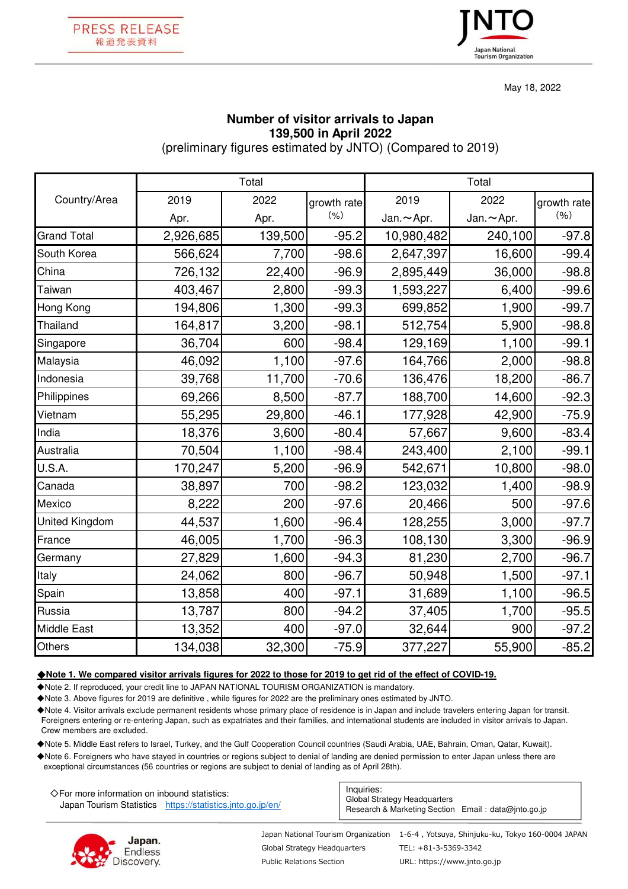PRESS RELEASE
報道発表資料

JNTO
Japan National Tourism Organization

May 18, 2022

# Number of visitor arrivals to Japan
## 139,500 in April 2022
(preliminary figures estimated by JNTO) (Compared to 2019)

| Country/Area | Total | | | Total | | |
|---|---|---|---|---|---|---|
| | 2019 Apr. | 2022 Apr. | growth rate (%) | 2019 Jan.～Apr. | 2022 Jan.～Apr. | growth rate (%) |
| Grand Total | 2,926,685 | 139,500 | -95.2 | 10,980,482 | 240,100 | -97.8 |
| South Korea | 566,624 | 7,700 | -98.6 | 2,647,397 | 16,600 | -99.4 |
| China | 726,132 | 22,400 | -96.9 | 2,895,449 | 36,000 | -98.8 |
| Taiwan | 403,467 | 2,800 | -99.3 | 1,593,227 | 6,400 | -99.6 |
| Hong Kong | 194,806 | 1,300 | -99.3 | 699,852 | 1,900 | -99.7 |
| Thailand | 164,817 | 3,200 | -98.1 | 512,754 | 5,900 | -98.8 |
| Singapore | 36,704 | 600 | -98.4 | 129,169 | 1,100 | -99.1 |
| Malaysia | 46,092 | 1,100 | -97.6 | 164,766 | 2,000 | -98.8 |
| Indonesia | 39,768 | 11,700 | -70.6 | 136,476 | 18,200 | -86.7 |
| Philippines | 69,266 | 8,500 | -87.7 | 188,700 | 14,600 | -92.3 |
| Vietnam | 55,295 | 29,800 | -46.1 | 177,928 | 42,900 | -75.9 |
| India | 18,376 | 3,600 | -80.4 | 57,667 | 9,600 | -83.4 |
| Australia | 70,504 | 1,100 | -98.4 | 243,400 | 2,100 | -99.1 |
| U.S.A. | 170,247 | 5,200 | -96.9 | 542,671 | 10,800 | -98.0 |
| Canada | 38,897 | 700 | -98.2 | 123,032 | 1,400 | -98.9 |
| Mexico | 8,222 | 200 | -97.6 | 20,466 | 500 | -97.6 |
| United Kingdom | 44,537 | 1,600 | -96.4 | 128,255 | 3,000 | -97.7 |
| France | 46,005 | 1,700 | -96.3 | 108,130 | 3,300 | -96.9 |
| Germany | 27,829 | 1,600 | -94.3 | 81,230 | 2,700 | -96.7 |
| Italy | 24,062 | 800 | -96.7 | 50,948 | 1,500 | -97.1 |
| Spain | 13,858 | 400 | -97.1 | 31,689 | 1,100 | -96.5 |
| Russia | 13,787 | 800 | -94.2 | 37,405 | 1,700 | -95.5 |
| Middle East | 13,352 | 400 | -97.0 | 32,644 | 900 | -97.2 |
| Others | 134,038 | 32,300 | -75.9 | 377,227 | 55,900 | -85.2 |

◆**Note 1. We compared visitor arrivals figures for 2022 to those for 2019 to get rid of the effect of COVID-19.**

◆Note 2. If reproduced, your credit line to JAPAN NATIONAL TOURISM ORGANIZATION is mandatory.

◆Note 3. Above figures for 2019 are definitive , while figures for 2022 are the preliminary ones estimated by JNTO.

◆Note 4. Visitor arrivals exclude permanent residents whose primary place of residence is in Japan and include travelers entering Japan for transit. Foreigners entering or re-entering Japan, such as expatriates and their families, and international students are included in visitor arrivals to Japan. Crew members are excluded.

◆Note 5. Middle East refers to Israel, Turkey, and the Gulf Cooperation Council countries (Saudi Arabia, UAE, Bahrain, Oman, Qatar, Kuwait).

◆Note 6. Foreigners who have stayed in countries or regions subject to denial of landing are denied permission to enter Japan unless there are exceptional circumstances (56 countries or regions are subject to denial of landing as of April 28th).

◇For more information on inbound statistics:
Japan Tourism Statistics https://statistics.jnto.go.jp/en/

Inquiries:
Global Strategy Headquarters
Research & Marketing Section Email：data@jnto.go.jp

Japan. Endless Discovery.

Japan National Tourism Organization 1-6-4 , Yotsuya, Shinjuku-ku, Tokyo 160-0004 JAPAN
Global Strategy Headquarters TEL: +81-3-5369-3342
Public Relations Section URL: https://www.jnto.go.jp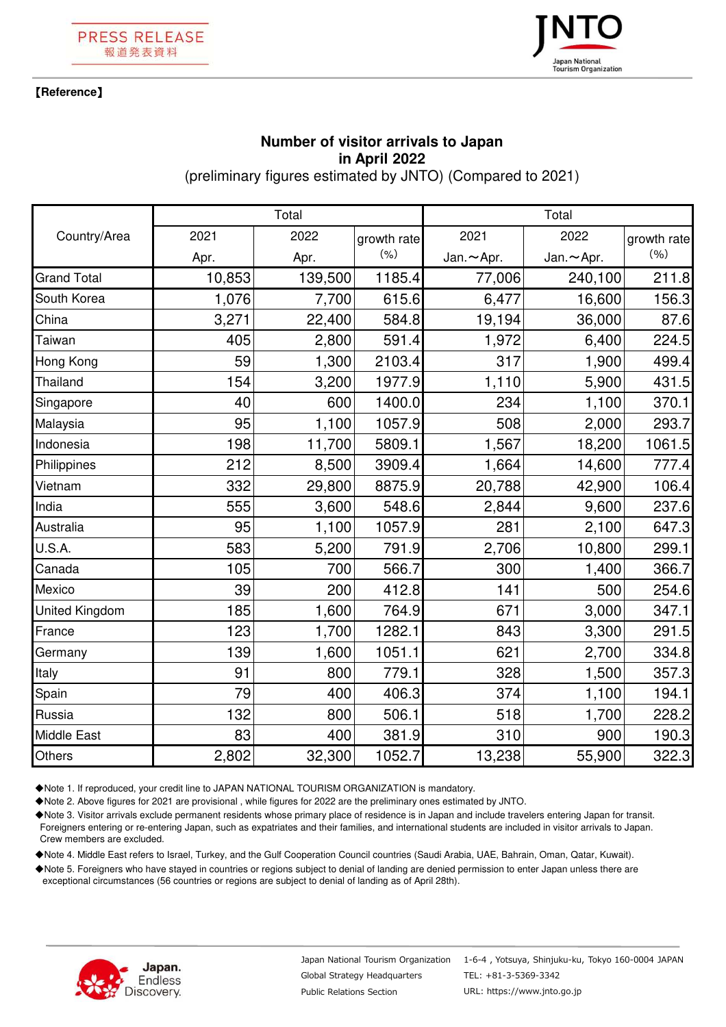PRESS RELEASE
報道発表資料

【Reference】

## Number of visitor arrivals to Japan in April 2022

(preliminary figures estimated by JNTO) (Compared to 2021)

| Country/Area | Total | | | Total | | |
|---|---|---|---|---|---|---|
| | 2021 Apr. | 2022 Apr. | growth rate (%) | 2021 Jan.～Apr. | 2022 Jan.～Apr. | growth rate (%) |
| Grand Total | 10,853 | 139,500 | 1185.4 | 77,006 | 240,100 | 211.8 |
| South Korea | 1,076 | 7,700 | 615.6 | 6,477 | 16,600 | 156.3 |
| China | 3,271 | 22,400 | 584.8 | 19,194 | 36,000 | 87.6 |
| Taiwan | 405 | 2,800 | 591.4 | 1,972 | 6,400 | 224.5 |
| Hong Kong | 59 | 1,300 | 2103.4 | 317 | 1,900 | 499.4 |
| Thailand | 154 | 3,200 | 1977.9 | 1,110 | 5,900 | 431.5 |
| Singapore | 40 | 600 | 1400.0 | 234 | 1,100 | 370.1 |
| Malaysia | 95 | 1,100 | 1057.9 | 508 | 2,000 | 293.7 |
| Indonesia | 198 | 11,700 | 5809.1 | 1,567 | 18,200 | 1061.5 |
| Philippines | 212 | 8,500 | 3909.4 | 1,664 | 14,600 | 777.4 |
| Vietnam | 332 | 29,800 | 8875.9 | 20,788 | 42,900 | 106.4 |
| India | 555 | 3,600 | 548.6 | 2,844 | 9,600 | 237.6 |
| Australia | 95 | 1,100 | 1057.9 | 281 | 2,100 | 647.3 |
| U.S.A. | 583 | 5,200 | 791.9 | 2,706 | 10,800 | 299.1 |
| Canada | 105 | 700 | 566.7 | 300 | 1,400 | 366.7 |
| Mexico | 39 | 200 | 412.8 | 141 | 500 | 254.6 |
| United Kingdom | 185 | 1,600 | 764.9 | 671 | 3,000 | 347.1 |
| France | 123 | 1,700 | 1282.1 | 843 | 3,300 | 291.5 |
| Germany | 139 | 1,600 | 1051.1 | 621 | 2,700 | 334.8 |
| Italy | 91 | 800 | 779.1 | 328 | 1,500 | 357.3 |
| Spain | 79 | 400 | 406.3 | 374 | 1,100 | 194.1 |
| Russia | 132 | 800 | 506.1 | 518 | 1,700 | 228.2 |
| Middle East | 83 | 400 | 381.9 | 310 | 900 | 190.3 |
| Others | 2,802 | 32,300 | 1052.7 | 13,238 | 55,900 | 322.3 |

◆Note 1. If reproduced, your credit line to JAPAN NATIONAL TOURISM ORGANIZATION is mandatory.

◆Note 2. Above figures for 2021 are provisional , while figures for 2022 are the preliminary ones estimated by JNTO.

◆Note 3. Visitor arrivals exclude permanent residents whose primary place of residence is in Japan and include travelers entering Japan for transit. Foreigners entering or re-entering Japan, such as expatriates and their families, and international students are included in visitor arrivals to Japan. Crew members are excluded.

◆Note 4. Middle East refers to Israel, Turkey, and the Gulf Cooperation Council countries (Saudi Arabia, UAE, Bahrain, Oman, Qatar, Kuwait).

◆Note 5. Foreigners who have stayed in countries or regions subject to denial of landing are denied permission to enter Japan unless there are exceptional circumstances (56 countries or regions are subject to denial of landing as of April 28th).

Japan National Tourism Organization
Global Strategy Headquarters
Public Relations Section

1-6-4 , Yotsuya, Shinjuku-ku, Tokyo 160-0004 JAPAN
TEL: +81-3-5369-3342
URL: https://www.jnto.go.jp